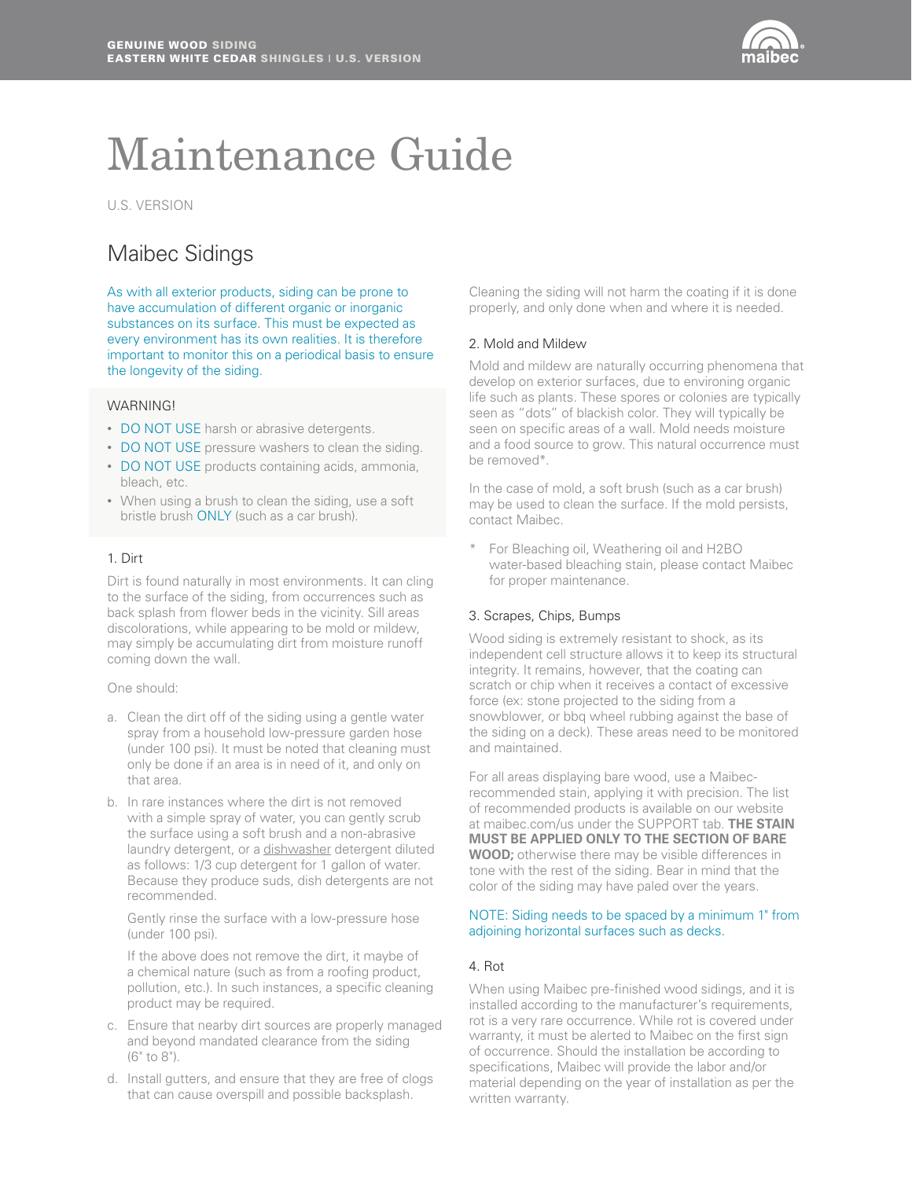# Maintenance Guide

U.S. VERSION

## Maibec Sidings

As with all exterior products, siding can be prone to have accumulation of different organic or inorganic substances on its surface. This must be expected as every environment has its own realities. It is therefore important to monitor this on a periodical basis to ensure the longevity of the siding.

WARNING!

- DO NOT USE harsh or abrasive detergents.
- DO NOT USE pressure washers to clean the siding.
- DO NOT USE products containing acids, ammonia, bleach, etc.
- When using a brush to clean the siding, use a soft bristle brush ONLY (such as a car brush).

### 1. Dirt

Dirt is found naturally in most environments. It can cling to the surface of the siding, from occurrences such as back splash from flower beds in the vicinity. Sill areas discolorations, while appearing to be mold or mildew, may simply be accumulating dirt from moisture runoff coming down the wall.

One should:

a. Clean the dirt off of the siding using a gentle water spray from a household low-pressure garden hose (under 100 psi). It must be noted that cleaning must only be done if an area is in need of it, and only on that area.

b. In rare instances where the dirt is not removed with a simple spray of water, you can gently scrub the surface using a soft brush and a non-abrasive laundry detergent, or a dishwasher detergent diluted as follows: 1/3 cup detergent for 1 gallon of water. Because they produce suds, dish detergents are not recommended.

   Gently rinse the surface with a low-pressure hose (under 100 psi).

   If the above does not remove the dirt, it maybe of a chemical nature (such as from a roofing product, pollution, etc.). In such instances, a specific cleaning product may be required.

c. Ensure that nearby dirt sources are properly managed and beyond mandated clearance from the siding (6" to 8").

d. Install gutters, and ensure that they are free of clogs that can cause overspill and possible backsplash.

Cleaning the siding will not harm the coating if it is done properly, and only done when and where it is needed.

### 2. Mold and Mildew

Mold and mildew are naturally occurring phenomena that develop on exterior surfaces, due to environing organic life such as plants. These spores or colonies are typically seen as "dots" of blackish color. They will typically be seen on specific areas of a wall. Mold needs moisture and a food source to grow. This natural occurrence must be removed*.

In the case of mold, a soft brush (such as a car brush) may be used to clean the surface. If the mold persists, contact Maibec.

\* For Bleaching oil, Weathering oil and H2BO water-based bleaching stain, please contact Maibec for proper maintenance.

### 3. Scrapes, Chips, Bumps

Wood siding is extremely resistant to shock, as its independent cell structure allows it to keep its structural integrity. It remains, however, that the coating can scratch or chip when it receives a contact of excessive force (ex: stone projected to the siding from a snowblower, or bbq wheel rubbing against the base of the siding on a deck). These areas need to be monitored and maintained.

For all areas displaying bare wood, use a Maibec-recommended stain, applying it with precision. The list of recommended products is available on our website at maibec.com/us under the SUPPORT tab. **THE STAIN MUST BE APPLIED ONLY TO THE SECTION OF BARE WOOD;** otherwise there may be visible differences in tone with the rest of the siding. Bear in mind that the color of the siding may have paled over the years.

NOTE: Siding needs to be spaced by a minimum 1" from adjoining horizontal surfaces such as decks.

### 4. Rot

When using Maibec pre-finished wood sidings, and it is installed according to the manufacturer's requirements, rot is a very rare occurrence. While rot is covered under warranty, it must be alerted to Maibec on the first sign of occurrence. Should the installation be according to specifications, Maibec will provide the labor and/or material depending on the year of installation as per the written warranty.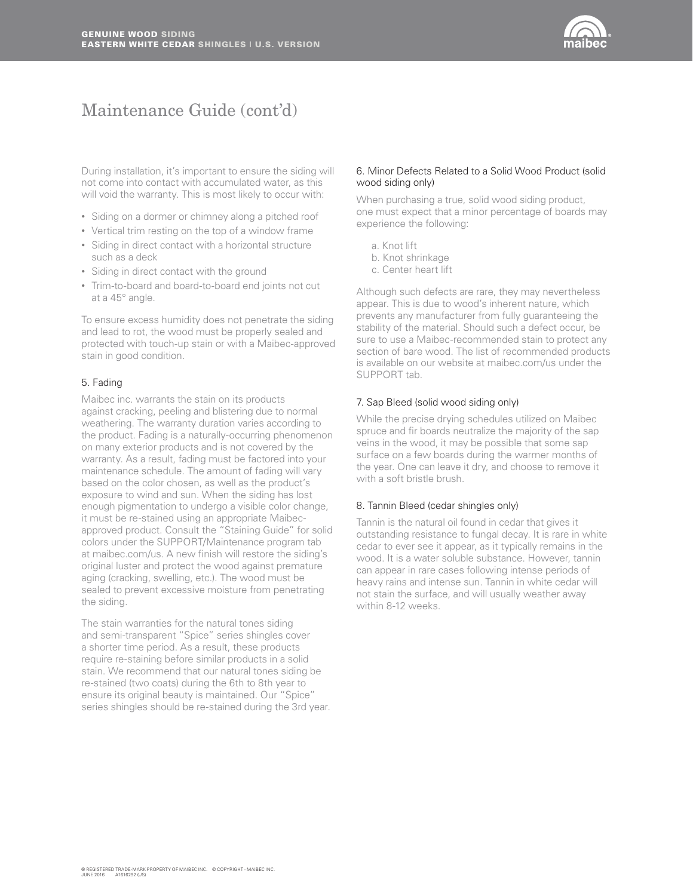# Maintenance Guide (cont'd)

During installation, it's important to ensure the siding will not come into contact with accumulated water, as this will void the warranty. This is most likely to occur with:

- Siding on a dormer or chimney along a pitched roof
- Vertical trim resting on the top of a window frame
- Siding in direct contact with a horizontal structure such as a deck
- Siding in direct contact with the ground
- Trim-to-board and board-to-board end joints not cut at a 45° angle.

To ensure excess humidity does not penetrate the siding and lead to rot, the wood must be properly sealed and protected with touch-up stain or with a Maibec-approved stain in good condition.

### 5. Fading

Maibec inc. warrants the stain on its products against cracking, peeling and blistering due to normal weathering. The warranty duration varies according to the product. Fading is a naturally-occurring phenomenon on many exterior products and is not covered by the warranty. As a result, fading must be factored into your maintenance schedule. The amount of fading will vary based on the color chosen, as well as the product's exposure to wind and sun. When the siding has lost enough pigmentation to undergo a visible color change, it must be re-stained using an appropriate Maibec-approved product. Consult the "Staining Guide" for solid colors under the SUPPORT/Maintenance program tab at maibec.com/us. A new finish will restore the siding's original luster and protect the wood against premature aging (cracking, swelling, etc.). The wood must be sealed to prevent excessive moisture from penetrating the siding.

The stain warranties for the natural tones siding and semi-transparent "Spice" series shingles cover a shorter time period. As a result, these products require re-staining before similar products in a solid stain. We recommend that our natural tones siding be re-stained (two coats) during the 6th to 8th year to ensure its original beauty is maintained. Our "Spice" series shingles should be re-stained during the 3rd year.

### 6. Minor Defects Related to a Solid Wood Product (solid wood siding only)

When purchasing a true, solid wood siding product, one must expect that a minor percentage of boards may experience the following:

a. Knot lift
b. Knot shrinkage
c. Center heart lift

Although such defects are rare, they may nevertheless appear. This is due to wood's inherent nature, which prevents any manufacturer from fully guaranteeing the stability of the material. Should such a defect occur, be sure to use a Maibec-recommended stain to protect any section of bare wood. The list of recommended products is available on our website at maibec.com/us under the SUPPORT tab.

### 7. Sap Bleed (solid wood siding only)

While the precise drying schedules utilized on Maibec spruce and fir boards neutralize the majority of the sap veins in the wood, it may be possible that some sap surface on a few boards during the warmer months of the year. One can leave it dry, and choose to remove it with a soft bristle brush.

### 8. Tannin Bleed (cedar shingles only)

Tannin is the natural oil found in cedar that gives it outstanding resistance to fungal decay. It is rare in white cedar to ever see it appear, as it typically remains in the wood. It is a water soluble substance. However, tannin can appear in rare cases following intense periods of heavy rains and intense sun. Tannin in white cedar will not stain the surface, and will usually weather away within 8-12 weeks.

® REGISTERED TRADE-MARK PROPERTY OF MAIBEC INC. © COPYRIGHT - MAIBEC INC.
JUNE 2016 A1616292 (US)